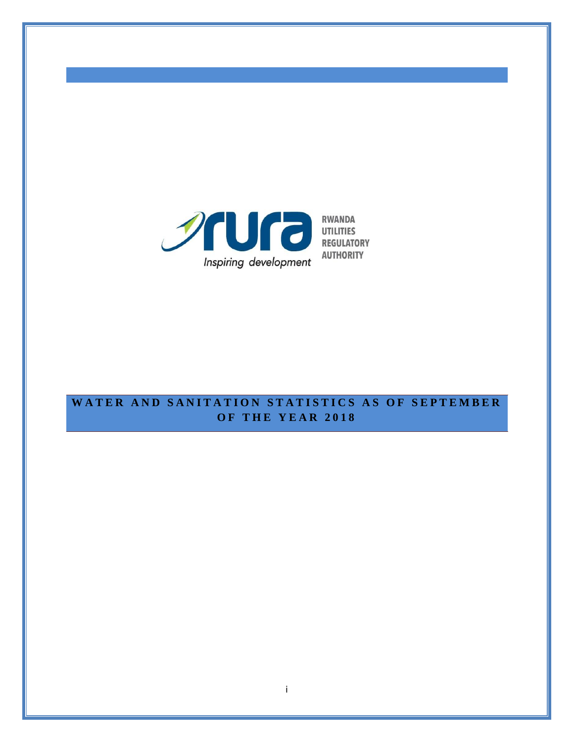rura

Inspiring development

RWANDA UTILITIES REGULATORY AUTHORITY

# WATER AND SANITATION STATISTICS AS OF SEPTEMBER OF THE YEAR 2018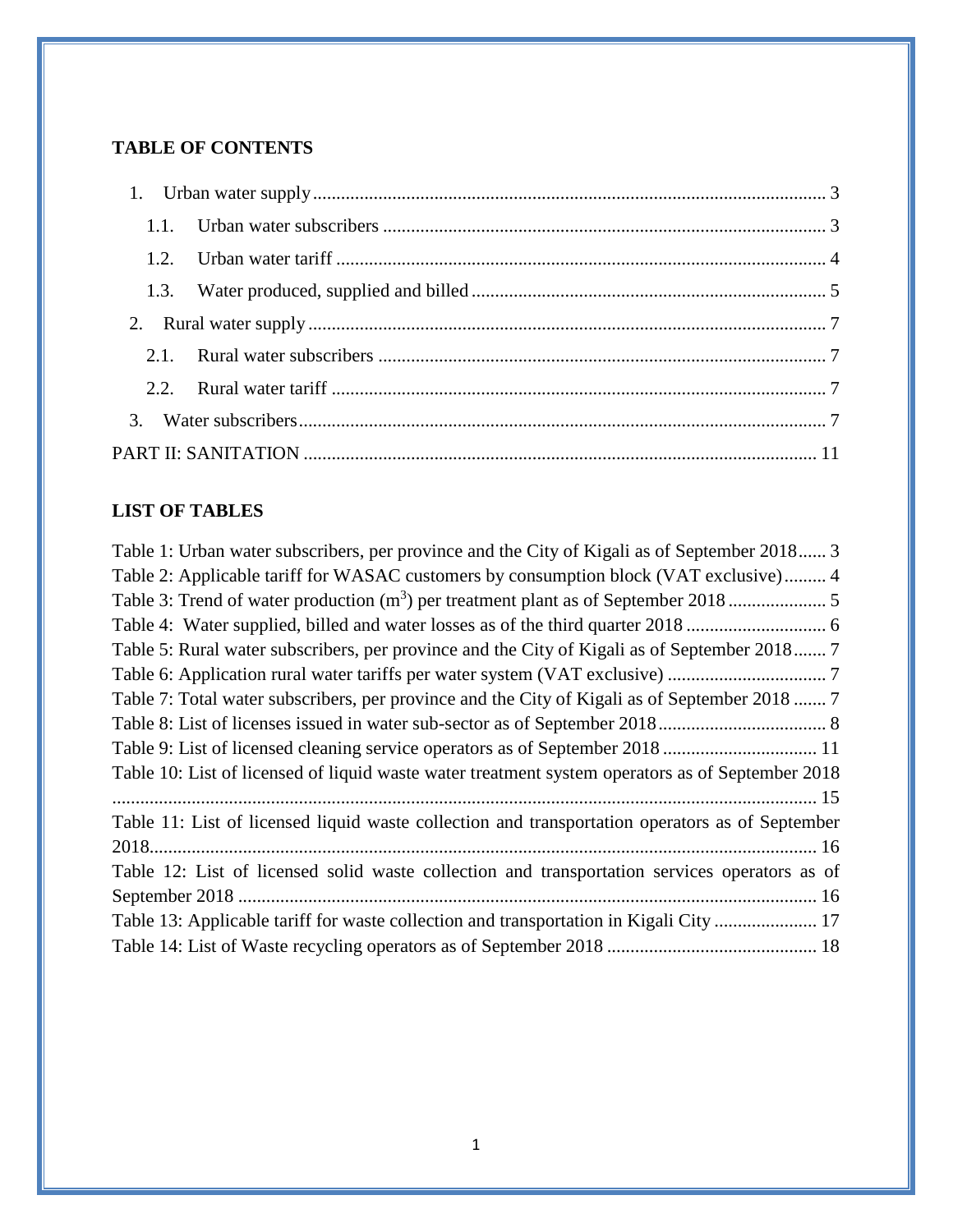**TABLE OF CONTENTS**

1. Urban water supply ............................................................................................................ 3
   - 1.1. Urban water subscribers ............................................................................................ 3
   - 1.2. Urban water tariff ...................................................................................................... 4
   - 1.3. Water produced, supplied and billed ......................................................................... 5
2. Rural water supply ............................................................................................................. 7
   - 2.1. Rural water subscribers ............................................................................................. 7
   - 2.2. Rural water tariff ....................................................................................................... 7
3. Water subscribers ............................................................................................................... 7

PART II: SANITATION ........................................................................................................... 11

**LIST OF TABLES**

Table 1: Urban water subscribers, per province and the City of Kigali as of September 2018...... 3

Table 2: Applicable tariff for WASAC customers by consumption block (VAT exclusive)......... 4

Table 3: Trend of water production ($m^3$) per treatment plant as of September 2018 ..................... 5

Table 4: Water supplied, billed and water losses as of the third quarter 2018 .............................. 6

Table 5: Rural water subscribers, per province and the City of Kigali as of September 2018....... 7

Table 6: Application rural water tariffs per water system (VAT exclusive) .................................. 7

Table 7: Total water subscribers, per province and the City of Kigali as of September 2018 ....... 7

Table 8: List of licenses issued in water sub-sector as of September 2018.................................... 8

Table 9: List of licensed cleaning service operators as of September 2018 ................................. 11

Table 10: List of licensed of liquid waste water treatment system operators as of September 2018 ...................................................................................................................................... 15

Table 11: List of licensed liquid waste collection and transportation operators as of September 2018.............................................................................................................................. 16

Table 12: List of licensed solid waste collection and transportation services operators as of September 2018 ........................................................................................................... 16

Table 13: Applicable tariff for waste collection and transportation in Kigali City ...................... 17

Table 14: List of Waste recycling operators as of September 2018 ............................................. 18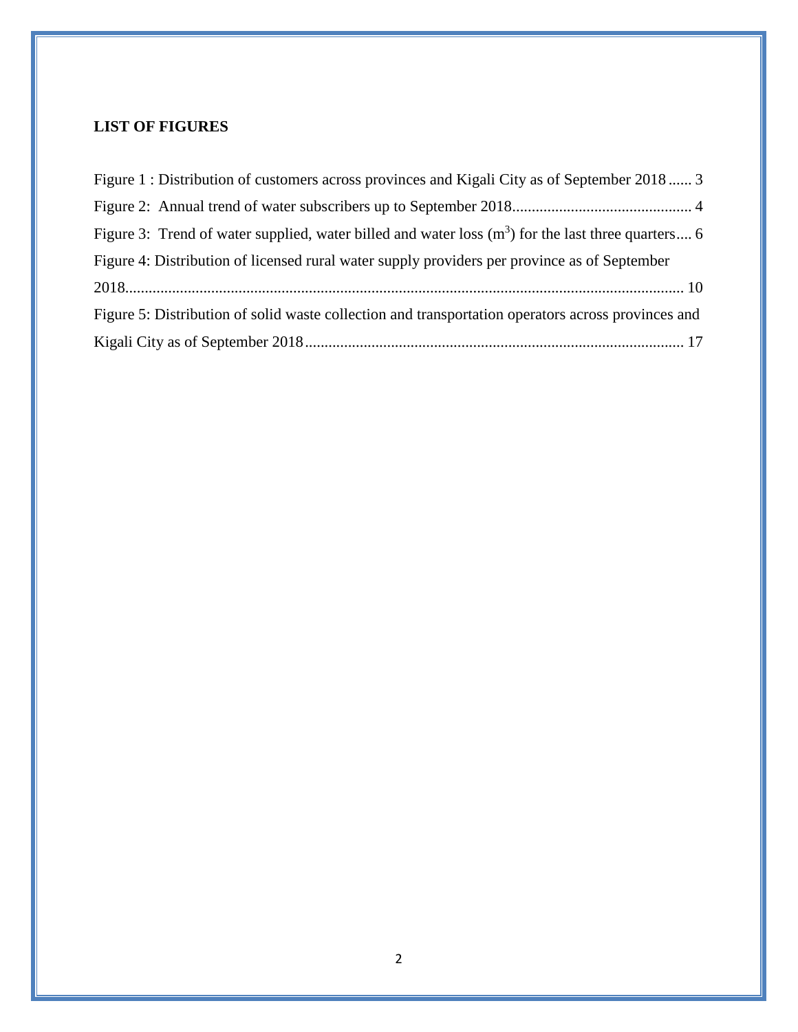**LIST OF FIGURES**

Figure 1 : Distribution of customers across provinces and Kigali City as of September 2018 ...... 3

Figure 2: Annual trend of water subscribers up to September 2018............................................. 4

Figure 3: Trend of water supplied, water billed and water loss ($m^3$) for the last three quarters.... 6

Figure 4: Distribution of licensed rural water supply providers per province as of September 2018.............................................................................................................................................. 10

Figure 5: Distribution of solid waste collection and transportation operators across provinces and Kigali City as of September 2018................................................................................................ 17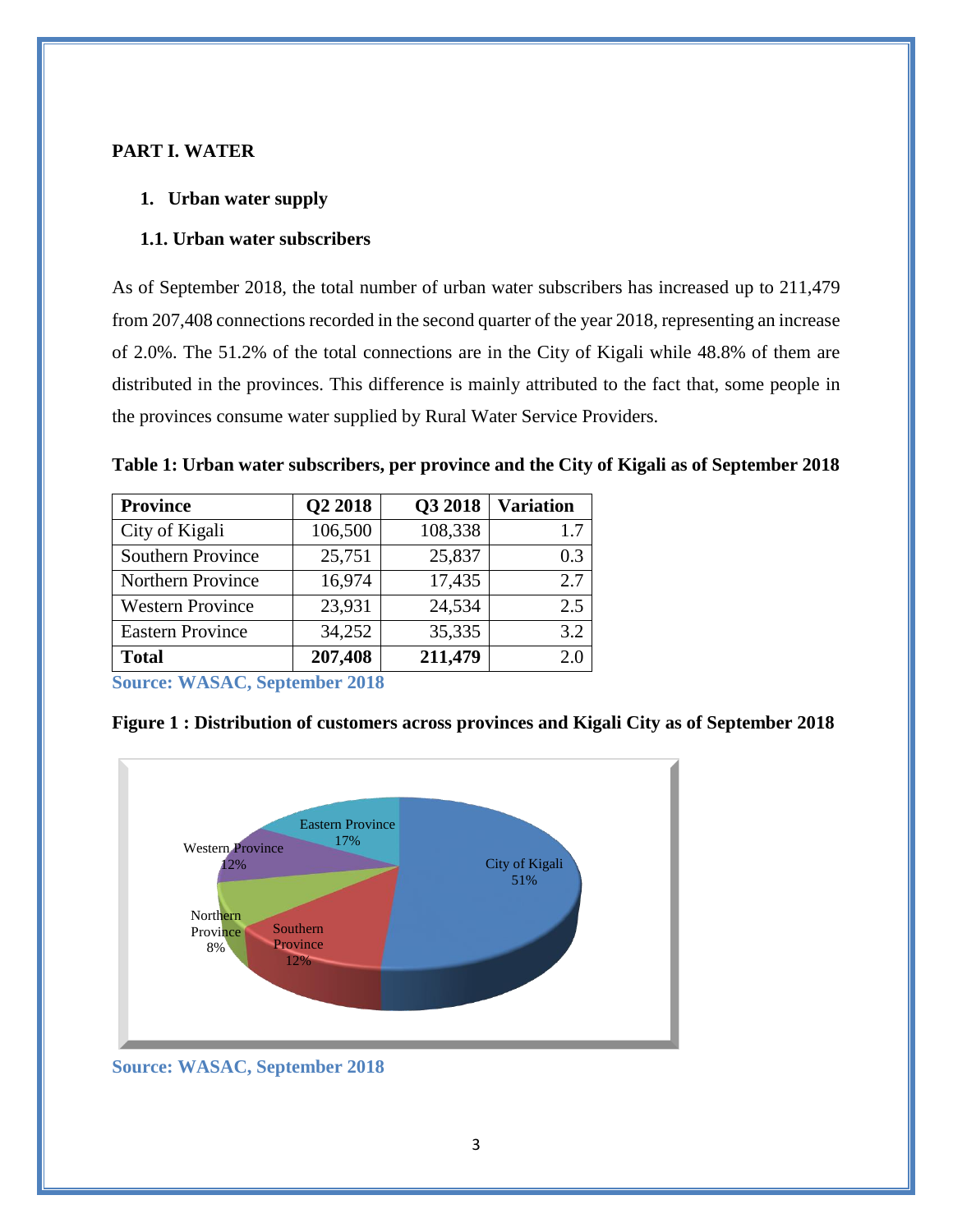## PART I. WATER

### 1. Urban water supply

### 1.1. Urban water subscribers

As of September 2018, the total number of urban water subscribers has increased up to 211,479 from 207,408 connections recorded in the second quarter of the year 2018, representing an increase of 2.0%. The 51.2% of the total connections are in the City of Kigali while 48.8% of them are distributed in the provinces. This difference is mainly attributed to the fact that, some people in the provinces consume water supplied by Rural Water Service Providers.

**Table 1: Urban water subscribers, per province and the City of Kigali as of September 2018**

| Province | Q2 2018 | Q3 2018 | Variation |
|---|---|---|---|
| City of Kigali | 106,500 | 108,338 | 1.7 |
| Southern Province | 25,751 | 25,837 | 0.3 |
| Northern Province | 16,974 | 17,435 | 2.7 |
| Western Province | 23,931 | 24,534 | 2.5 |
| Eastern Province | 34,252 | 35,335 | 3.2 |
| **Total** | **207,408** | **211,479** | 2.0 |

**Source: WASAC, September 2018**

**Figure 1 : Distribution of customers across provinces and Kigali City as of September 2018**

Eastern Province 17%; Western Province 12%; City of Kigali 51%; Northern Province 8%; Southern Province 12%

**Source: WASAC, September 2018**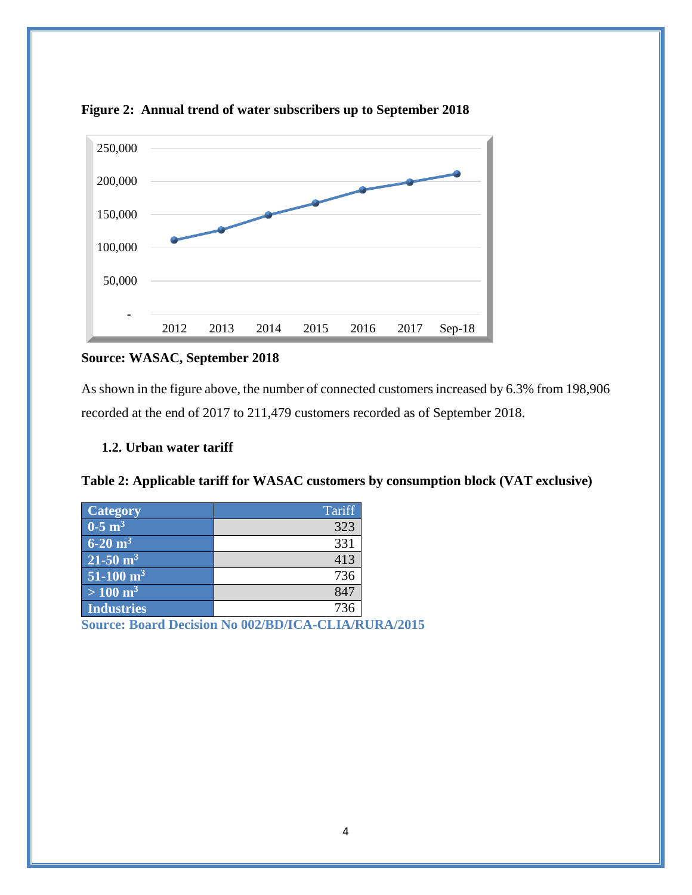**Figure 2: Annual trend of water subscribers up to September 2018**

**Source: WASAC, September 2018**

As shown in the figure above, the number of connected customers increased by 6.3% from 198,906 recorded at the end of 2017 to 211,479 customers recorded as of September 2018.

### 1.2. Urban water tariff

**Table 2: Applicable tariff for WASAC customers by consumption block (VAT exclusive)**

| Category | Tariff |
|---|---|
| **0-5 m$^3$** | 323 |
| **6-20 m$^3$** | 331 |
| **21-50 m$^3$** | 413 |
| **51-100 m$^3$** | 736 |
| **> 100 m$^3$** | 847 |
| **Industries** | 736 |

**Source: Board Decision No 002/BD/ICA-CLIA/RURA/2015**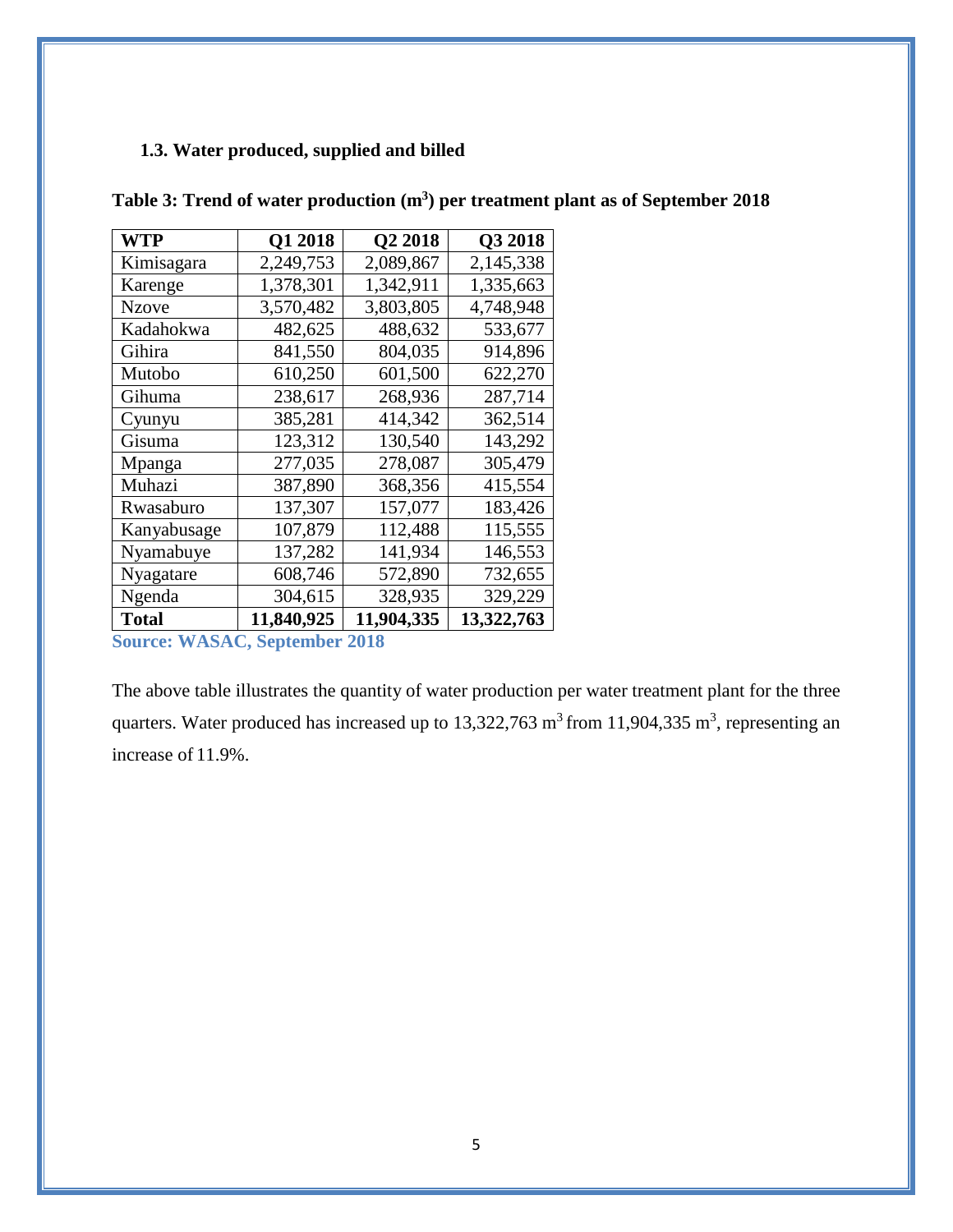### 1.3. Water produced, supplied and billed

**Table 3: Trend of water production ($m^3$) per treatment plant as of September 2018**

| WTP | Q1 2018 | Q2 2018 | Q3 2018 |
|---|---|---|---|
| Kimisagara | 2,249,753 | 2,089,867 | 2,145,338 |
| Karenge | 1,378,301 | 1,342,911 | 1,335,663 |
| Nzove | 3,570,482 | 3,803,805 | 4,748,948 |
| Kadahokwa | 482,625 | 488,632 | 533,677 |
| Gihira | 841,550 | 804,035 | 914,896 |
| Mutobo | 610,250 | 601,500 | 622,270 |
| Gihuma | 238,617 | 268,936 | 287,714 |
| Cyunyu | 385,281 | 414,342 | 362,514 |
| Gisuma | 123,312 | 130,540 | 143,292 |
| Mpanga | 277,035 | 278,087 | 305,479 |
| Muhazi | 387,890 | 368,356 | 415,554 |
| Rwasaburo | 137,307 | 157,077 | 183,426 |
| Kanyabusage | 107,879 | 112,488 | 115,555 |
| Nyamabuye | 137,282 | 141,934 | 146,553 |
| Nyagatare | 608,746 | 572,890 | 732,655 |
| Ngenda | 304,615 | 328,935 | 329,229 |
| **Total** | **11,840,925** | **11,904,335** | **13,322,763** |

**Source: WASAC, September 2018**

The above table illustrates the quantity of water production per water treatment plant for the three quarters. Water produced has increased up to 13,322,763 $m^3$ from 11,904,335 $m^3$, representing an increase of 11.9%.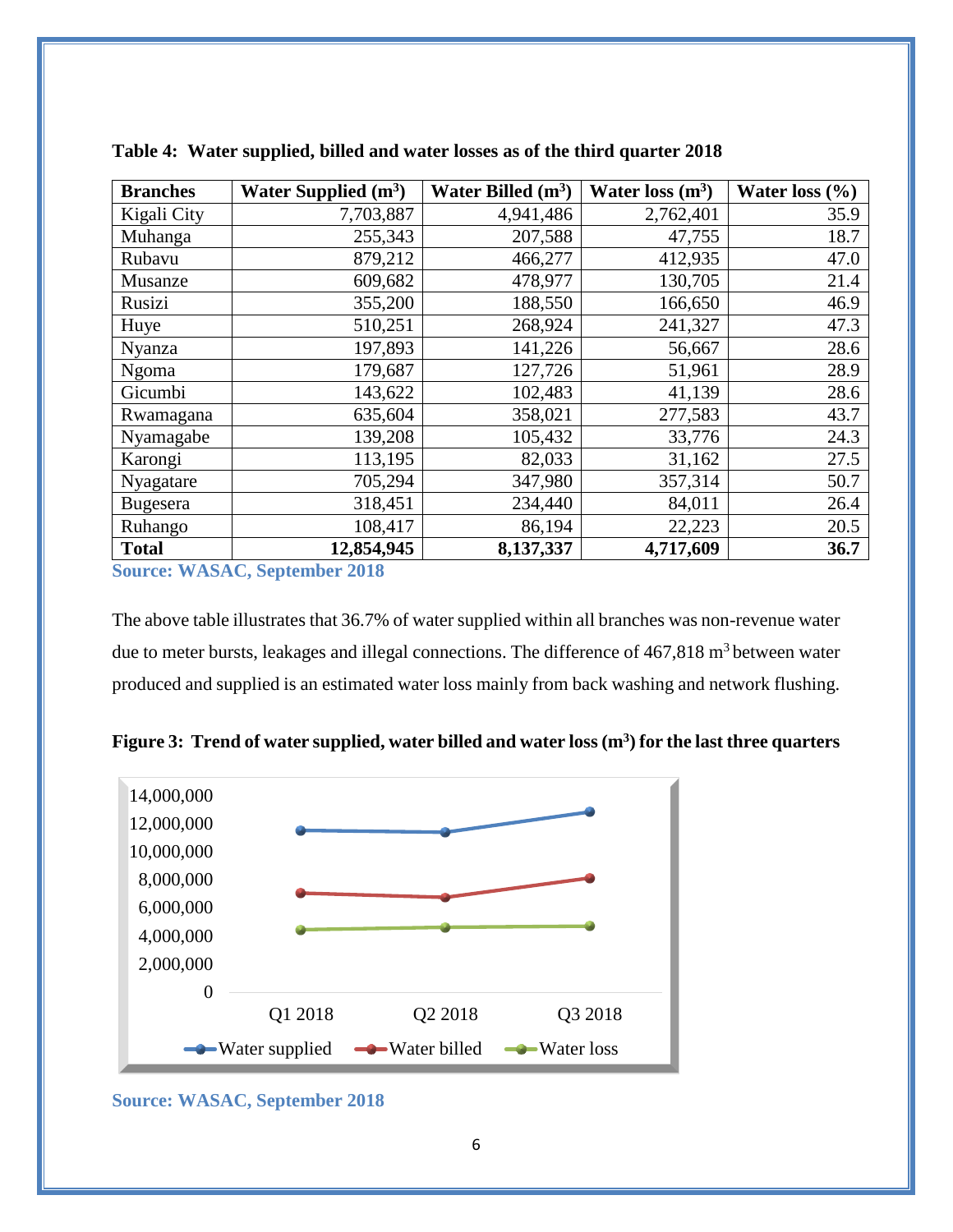**Table 4: Water supplied, billed and water losses as of the third quarter 2018**

| Branches | Water Supplied ($m^3$) | Water Billed ($m^3$) | Water loss ($m^3$) | Water loss (%) |
|---|---|---|---|---|
| Kigali City | 7,703,887 | 4,941,486 | 2,762,401 | 35.9 |
| Muhanga | 255,343 | 207,588 | 47,755 | 18.7 |
| Rubavu | 879,212 | 466,277 | 412,935 | 47.0 |
| Musanze | 609,682 | 478,977 | 130,705 | 21.4 |
| Rusizi | 355,200 | 188,550 | 166,650 | 46.9 |
| Huye | 510,251 | 268,924 | 241,327 | 47.3 |
| Nyanza | 197,893 | 141,226 | 56,667 | 28.6 |
| Ngoma | 179,687 | 127,726 | 51,961 | 28.9 |
| Gicumbi | 143,622 | 102,483 | 41,139 | 28.6 |
| Rwamagana | 635,604 | 358,021 | 277,583 | 43.7 |
| Nyamagabe | 139,208 | 105,432 | 33,776 | 24.3 |
| Karongi | 113,195 | 82,033 | 31,162 | 27.5 |
| Nyagatare | 705,294 | 347,980 | 357,314 | 50.7 |
| Bugesera | 318,451 | 234,440 | 84,011 | 26.4 |
| Ruhango | 108,417 | 86,194 | 22,223 | 20.5 |
| **Total** | **12,854,945** | **8,137,337** | **4,717,609** | **36.7** |

**Source: WASAC, September 2018**

The above table illustrates that 36.7% of water supplied within all branches was non-revenue water due to meter bursts, leakages and illegal connections. The difference of 467,818 $m^3$ between water produced and supplied is an estimated water loss mainly from back washing and network flushing.

**Figure 3: Trend of water supplied, water billed and water loss ($m^3$) for the last three quarters**

**Source: WASAC, September 2018**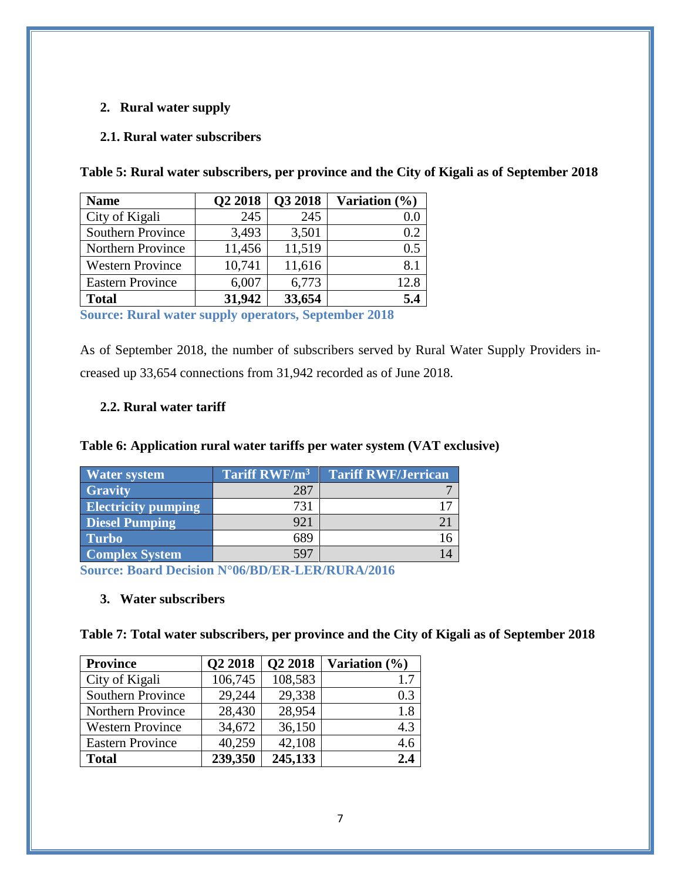## 2. Rural water supply

### 2.1. Rural water subscribers

**Table 5: Rural water subscribers, per province and the City of Kigali as of September 2018**

| Name | Q2 2018 | Q3 2018 | Variation (%) |
|---|---|---|---|
| City of Kigali | 245 | 245 | 0.0 |
| Southern Province | 3,493 | 3,501 | 0.2 |
| Northern Province | 11,456 | 11,519 | 0.5 |
| Western Province | 10,741 | 11,616 | 8.1 |
| Eastern Province | 6,007 | 6,773 | 12.8 |
| **Total** | **31,942** | **33,654** | **5.4** |

**Source: Rural water supply operators, September 2018**

As of September 2018, the number of subscribers served by Rural Water Supply Providers increased up 33,654 connections from 31,942 recorded as of June 2018.

### 2.2. Rural water tariff

**Table 6: Application rural water tariffs per water system (VAT exclusive)**

| Water system | Tariff RWF/m³ | Tariff RWF/Jerrican |
|---|---|---|
| Gravity | 287 | 7 |
| Electricity pumping | 731 | 17 |
| Diesel Pumping | 921 | 21 |
| Turbo | 689 | 16 |
| Complex System | 597 | 14 |

**Source: Board Decision N°06/BD/ER-LER/RURA/2016**

## 3. Water subscribers

**Table 7: Total water subscribers, per province and the City of Kigali as of September 2018**

| Province | Q2 2018 | Q2 2018 | Variation (%) |
|---|---|---|---|
| City of Kigali | 106,745 | 108,583 | 1.7 |
| Southern Province | 29,244 | 29,338 | 0.3 |
| Northern Province | 28,430 | 28,954 | 1.8 |
| Western Province | 34,672 | 36,150 | 4.3 |
| Eastern Province | 40,259 | 42,108 | 4.6 |
| **Total** | **239,350** | **245,133** | **2.4** |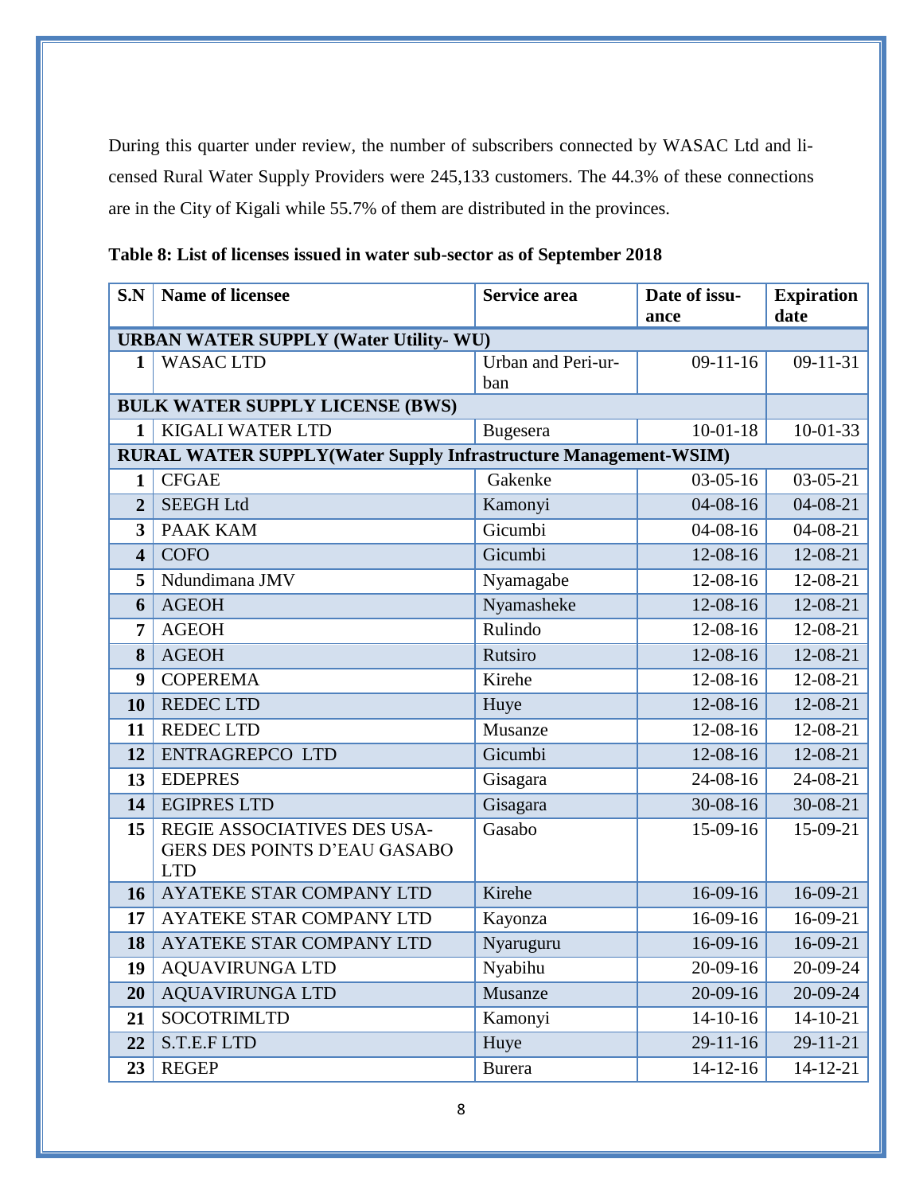During this quarter under review, the number of subscribers connected by WASAC Ltd and licensed Rural Water Supply Providers were 245,133 customers. The 44.3% of these connections are in the City of Kigali while 55.7% of them are distributed in the provinces.

**Table 8: List of licenses issued in water sub-sector as of September 2018**

| S.N | Name of licensee | Service area | Date of issuance | Expiration date |
|---|---|---|---|---|
| **URBAN WATER SUPPLY (Water Utility- WU)** | | | | |
| 1 | WASAC LTD | Urban and Peri-urban | 09-11-16 | 09-11-31 |
| **BULK WATER SUPPLY LICENSE (BWS)** | | | | |
| 1 | KIGALI WATER LTD | Bugesera | 10-01-18 | 10-01-33 |
| **RURAL WATER SUPPLY(Water Supply Infrastructure Management-WSIM)** | | | | |
| 1 | CFGAE | Gakenke | 03-05-16 | 03-05-21 |
| 2 | SEEGH Ltd | Kamonyi | 04-08-16 | 04-08-21 |
| 3 | PAAK KAM | Gicumbi | 04-08-16 | 04-08-21 |
| 4 | COFO | Gicumbi | 12-08-16 | 12-08-21 |
| 5 | Ndundimana JMV | Nyamagabe | 12-08-16 | 12-08-21 |
| 6 | AGEOH | Nyamasheke | 12-08-16 | 12-08-21 |
| 7 | AGEOH | Rulindo | 12-08-16 | 12-08-21 |
| 8 | AGEOH | Rutsiro | 12-08-16 | 12-08-21 |
| 9 | COPEREMA | Kirehe | 12-08-16 | 12-08-21 |
| 10 | REDEC LTD | Huye | 12-08-16 | 12-08-21 |
| 11 | REDEC LTD | Musanze | 12-08-16 | 12-08-21 |
| 12 | ENTRAGREPCO LTD | Gicumbi | 12-08-16 | 12-08-21 |
| 13 | EDEPRES | Gisagara | 24-08-16 | 24-08-21 |
| 14 | EGIPRES LTD | Gisagara | 30-08-16 | 30-08-21 |
| 15 | REGIE ASSOCIATIVES DES USAGERS DES POINTS D'EAU GASABO LTD | Gasabo | 15-09-16 | 15-09-21 |
| 16 | AYATEKE STAR COMPANY LTD | Kirehe | 16-09-16 | 16-09-21 |
| 17 | AYATEKE STAR COMPANY LTD | Kayonza | 16-09-16 | 16-09-21 |
| 18 | AYATEKE STAR COMPANY LTD | Nyaruguru | 16-09-16 | 16-09-21 |
| 19 | AQUAVIRUNGA LTD | Nyabihu | 20-09-16 | 20-09-24 |
| 20 | AQUAVIRUNGA LTD | Musanze | 20-09-16 | 20-09-24 |
| 21 | SOCOTRIMLTD | Kamonyi | 14-10-16 | 14-10-21 |
| 22 | S.T.E.F LTD | Huye | 29-11-16 | 29-11-21 |
| 23 | REGEP | Burera | 14-12-16 | 14-12-21 |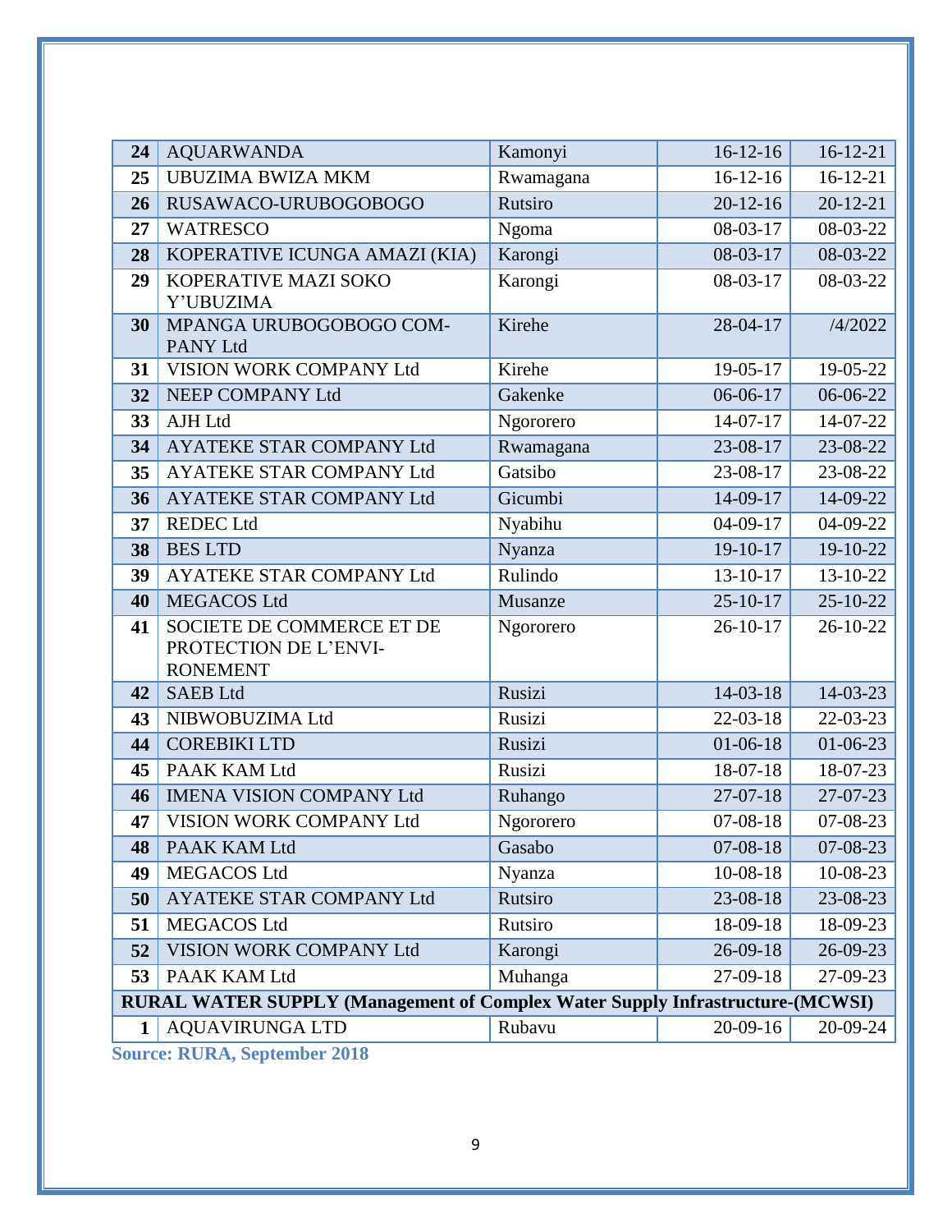| 24 | AQUARWANDA | Kamonyi | 16-12-16 | 16-12-21 |
|---|---|---|---|---|
| 25 | UBUZIMA BWIZA MKM | Rwamagana | 16-12-16 | 16-12-21 |
| 26 | RUSAWACO-URUBOGOBOGO | Rutsiro | 20-12-16 | 20-12-21 |
| 27 | WATRESCO | Ngoma | 08-03-17 | 08-03-22 |
| 28 | KOPERATIVE ICUNGA AMAZI (KIA) | Karongi | 08-03-17 | 08-03-22 |
| 29 | KOPERATIVE MAZI SOKO Y'UBUZIMA | Karongi | 08-03-17 | 08-03-22 |
| 30 | MPANGA URUBOGOBOGO COMPANY Ltd | Kirehe | 28-04-17 | /4/2022 |
| 31 | VISION WORK COMPANY Ltd | Kirehe | 19-05-17 | 19-05-22 |
| 32 | NEEP COMPANY Ltd | Gakenke | 06-06-17 | 06-06-22 |
| 33 | AJH Ltd | Ngororero | 14-07-17 | 14-07-22 |
| 34 | AYATEKE STAR COMPANY Ltd | Rwamagana | 23-08-17 | 23-08-22 |
| 35 | AYATEKE STAR COMPANY Ltd | Gatsibo | 23-08-17 | 23-08-22 |
| 36 | AYATEKE STAR COMPANY Ltd | Gicumbi | 14-09-17 | 14-09-22 |
| 37 | REDEC Ltd | Nyabihu | 04-09-17 | 04-09-22 |
| 38 | BES LTD | Nyanza | 19-10-17 | 19-10-22 |
| 39 | AYATEKE STAR COMPANY Ltd | Rulindo | 13-10-17 | 13-10-22 |
| 40 | MEGACOS Ltd | Musanze | 25-10-17 | 25-10-22 |
| 41 | SOCIETE DE COMMERCE ET DE PROTECTION DE L'ENVIRONEMENT | Ngororero | 26-10-17 | 26-10-22 |
| 42 | SAEB Ltd | Rusizi | 14-03-18 | 14-03-23 |
| 43 | NIBWOBUZIMA Ltd | Rusizi | 22-03-18 | 22-03-23 |
| 44 | COREBIKI LTD | Rusizi | 01-06-18 | 01-06-23 |
| 45 | PAAK KAM Ltd | Rusizi | 18-07-18 | 18-07-23 |
| 46 | IMENA VISION COMPANY Ltd | Ruhango | 27-07-18 | 27-07-23 |
| 47 | VISION WORK COMPANY Ltd | Ngororero | 07-08-18 | 07-08-23 |
| 48 | PAAK KAM Ltd | Gasabo | 07-08-18 | 07-08-23 |
| 49 | MEGACOS Ltd | Nyanza | 10-08-18 | 10-08-23 |
| 50 | AYATEKE STAR COMPANY Ltd | Rutsiro | 23-08-18 | 23-08-23 |
| 51 | MEGACOS Ltd | Rutsiro | 18-09-18 | 18-09-23 |
| 52 | VISION WORK COMPANY Ltd | Karongi | 26-09-18 | 26-09-23 |
| 53 | PAAK KAM Ltd | Muhanga | 27-09-18 | 27-09-23 |
| **RURAL WATER SUPPLY (Management of Complex Water Supply Infrastructure-(MCWSI)** | | | | |
| 1 | AQUAVIRUNGA LTD | Rubavu | 20-09-16 | 20-09-24 |

**Source: RURA, September 2018**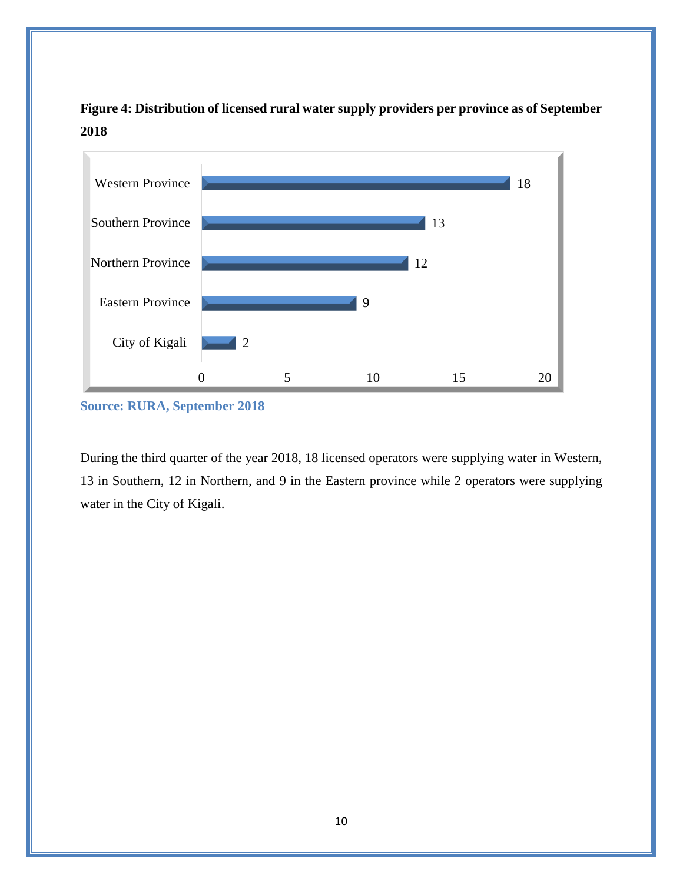**Figure 4: Distribution of licensed rural water supply providers per province as of September 2018**

| Province | Number of providers |
| --- | --- |
| Western Province | 18 |
| Southern Province | 13 |
| Northern Province | 12 |
| Eastern Province | 9 |
| City of Kigali | 2 |

**Source: RURA, September 2018**

During the third quarter of the year 2018, 18 licensed operators were supplying water in Western, 13 in Southern, 12 in Northern, and 9 in the Eastern province while 2 operators were supplying water in the City of Kigali.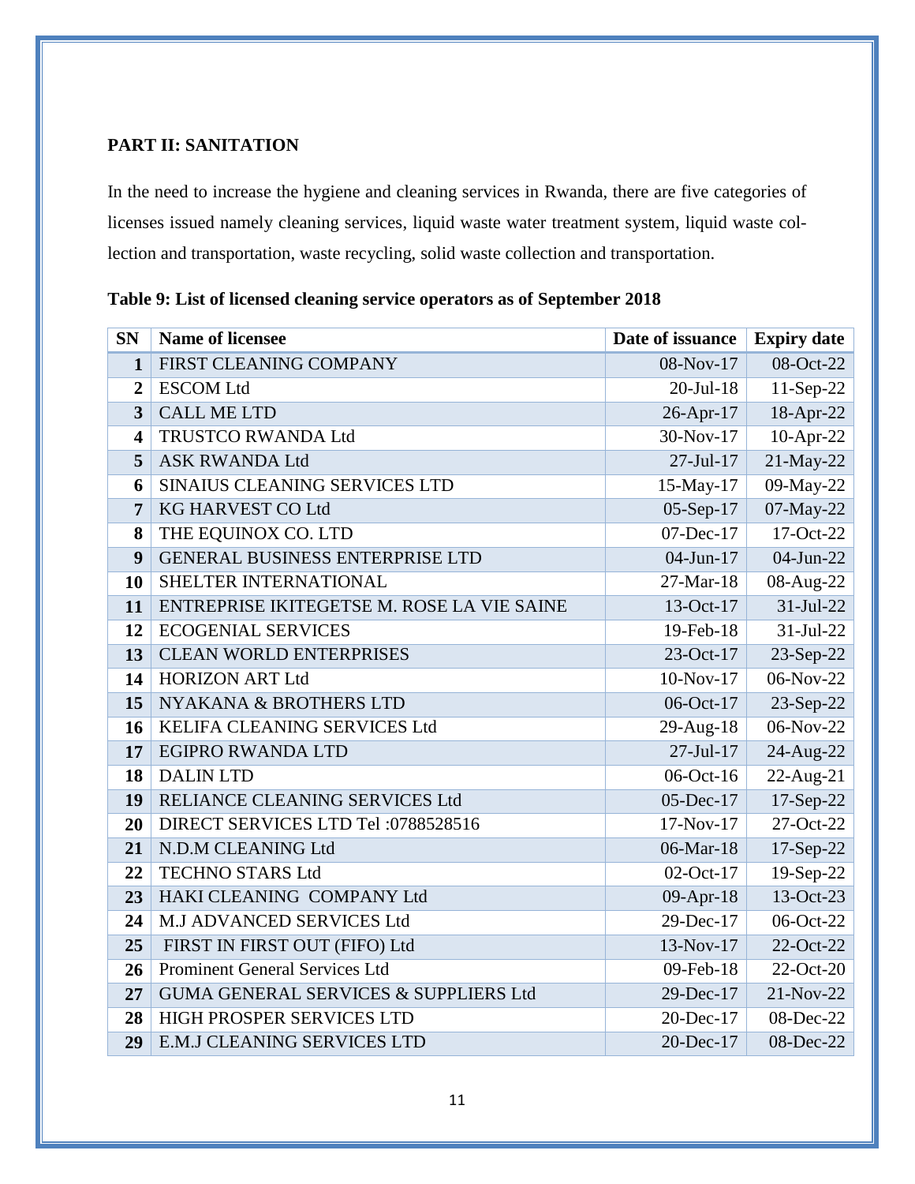**PART II: SANITATION**

In the need to increase the hygiene and cleaning services in Rwanda, there are five categories of licenses issued namely cleaning services, liquid waste water treatment system, liquid waste collection and transportation, waste recycling, solid waste collection and transportation.

**Table 9: List of licensed cleaning service operators as of September 2018**

| SN | Name of licensee | Date of issuance | Expiry date |
|---|---|---|---|
| 1 | FIRST CLEANING COMPANY | 08-Nov-17 | 08-Oct-22 |
| 2 | ESCOM Ltd | 20-Jul-18 | 11-Sep-22 |
| 3 | CALL ME LTD | 26-Apr-17 | 18-Apr-22 |
| 4 | TRUSTCO RWANDA Ltd | 30-Nov-17 | 10-Apr-22 |
| 5 | ASK RWANDA Ltd | 27-Jul-17 | 21-May-22 |
| 6 | SINAIUS CLEANING SERVICES LTD | 15-May-17 | 09-May-22 |
| 7 | KG HARVEST CO Ltd | 05-Sep-17 | 07-May-22 |
| 8 | THE EQUINOX CO. LTD | 07-Dec-17 | 17-Oct-22 |
| 9 | GENERAL BUSINESS ENTERPRISE LTD | 04-Jun-17 | 04-Jun-22 |
| 10 | SHELTER INTERNATIONAL | 27-Mar-18 | 08-Aug-22 |
| 11 | ENTREPRISE IKITEGETSE M. ROSE LA VIE SAINE | 13-Oct-17 | 31-Jul-22 |
| 12 | ECOGENIAL SERVICES | 19-Feb-18 | 31-Jul-22 |
| 13 | CLEAN WORLD ENTERPRISES | 23-Oct-17 | 23-Sep-22 |
| 14 | HORIZON ART Ltd | 10-Nov-17 | 06-Nov-22 |
| 15 | NYAKANA & BROTHERS LTD | 06-Oct-17 | 23-Sep-22 |
| 16 | KELIFA CLEANING SERVICES Ltd | 29-Aug-18 | 06-Nov-22 |
| 17 | EGIPRO RWANDA LTD | 27-Jul-17 | 24-Aug-22 |
| 18 | DALIN LTD | 06-Oct-16 | 22-Aug-21 |
| 19 | RELIANCE CLEANING SERVICES Ltd | 05-Dec-17 | 17-Sep-22 |
| 20 | DIRECT SERVICES LTD Tel :0788528516 | 17-Nov-17 | 27-Oct-22 |
| 21 | N.D.M CLEANING Ltd | 06-Mar-18 | 17-Sep-22 |
| 22 | TECHNO STARS Ltd | 02-Oct-17 | 19-Sep-22 |
| 23 | HAKI CLEANING COMPANY Ltd | 09-Apr-18 | 13-Oct-23 |
| 24 | M.J ADVANCED SERVICES Ltd | 29-Dec-17 | 06-Oct-22 |
| 25 | FIRST IN FIRST OUT (FIFO) Ltd | 13-Nov-17 | 22-Oct-22 |
| 26 | Prominent General Services Ltd | 09-Feb-18 | 22-Oct-20 |
| 27 | GUMA GENERAL SERVICES & SUPPLIERS Ltd | 29-Dec-17 | 21-Nov-22 |
| 28 | HIGH PROSPER SERVICES LTD | 20-Dec-17 | 08-Dec-22 |
| 29 | E.M.J CLEANING SERVICES LTD | 20-Dec-17 | 08-Dec-22 |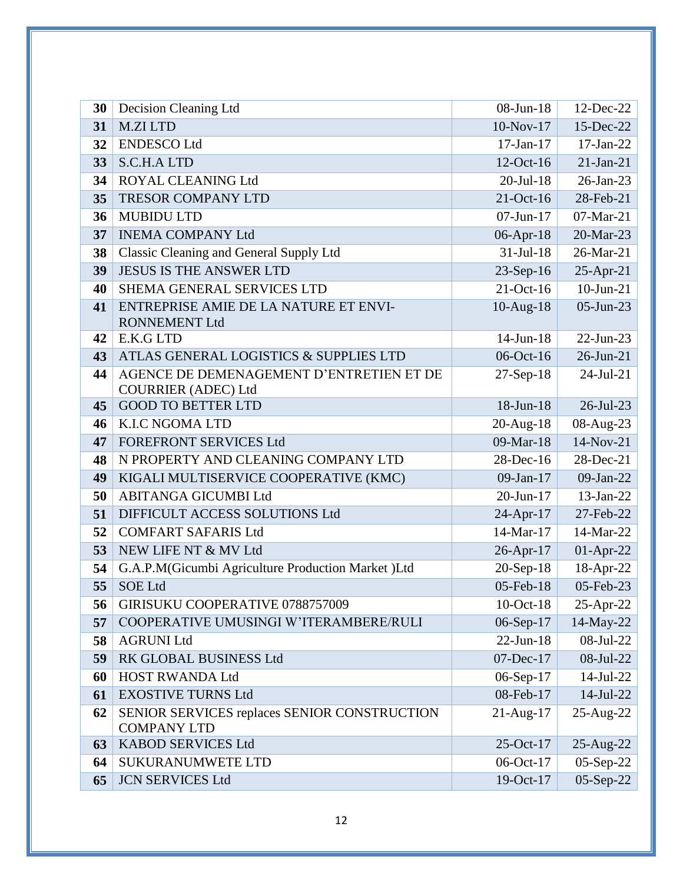| 30 | Decision Cleaning Ltd | 08-Jun-18 | 12-Dec-22 |
|---|---|---|---|
| 31 | M.ZI LTD | 10-Nov-17 | 15-Dec-22 |
| 32 | ENDESCO Ltd | 17-Jan-17 | 17-Jan-22 |
| 33 | S.C.H.A LTD | 12-Oct-16 | 21-Jan-21 |
| 34 | ROYAL CLEANING Ltd | 20-Jul-18 | 26-Jan-23 |
| 35 | TRESOR COMPANY LTD | 21-Oct-16 | 28-Feb-21 |
| 36 | MUBIDU LTD | 07-Jun-17 | 07-Mar-21 |
| 37 | INEMA COMPANY Ltd | 06-Apr-18 | 20-Mar-23 |
| 38 | Classic Cleaning and General Supply Ltd | 31-Jul-18 | 26-Mar-21 |
| 39 | JESUS IS THE ANSWER LTD | 23-Sep-16 | 25-Apr-21 |
| 40 | SHEMA GENERAL SERVICES LTD | 21-Oct-16 | 10-Jun-21 |
| 41 | ENTREPRISE AMIE DE LA NATURE ET ENVIRONNEMENT Ltd | 10-Aug-18 | 05-Jun-23 |
| 42 | E.K.G LTD | 14-Jun-18 | 22-Jun-23 |
| 43 | ATLAS GENERAL LOGISTICS & SUPPLIES LTD | 06-Oct-16 | 26-Jun-21 |
| 44 | AGENCE DE DEMENAGEMENT D'ENTRETIEN ET DE COURRIER (ADEC) Ltd | 27-Sep-18 | 24-Jul-21 |
| 45 | GOOD TO BETTER LTD | 18-Jun-18 | 26-Jul-23 |
| 46 | K.I.C NGOMA LTD | 20-Aug-18 | 08-Aug-23 |
| 47 | FOREFRONT SERVICES Ltd | 09-Mar-18 | 14-Nov-21 |
| 48 | N PROPERTY AND CLEANING COMPANY LTD | 28-Dec-16 | 28-Dec-21 |
| 49 | KIGALI MULTISERVICE COOPERATIVE (KMC) | 09-Jan-17 | 09-Jan-22 |
| 50 | ABITANGA GICUMBI Ltd | 20-Jun-17 | 13-Jan-22 |
| 51 | DIFFICULT ACCESS SOLUTIONS Ltd | 24-Apr-17 | 27-Feb-22 |
| 52 | COMFART SAFARIS Ltd | 14-Mar-17 | 14-Mar-22 |
| 53 | NEW LIFE NT & MV Ltd | 26-Apr-17 | 01-Apr-22 |
| 54 | G.A.P.M(Gicumbi Agriculture Production Market )Ltd | 20-Sep-18 | 18-Apr-22 |
| 55 | SOE Ltd | 05-Feb-18 | 05-Feb-23 |
| 56 | GIRISUKU COOPERATIVE 0788757009 | 10-Oct-18 | 25-Apr-22 |
| 57 | COOPERATIVE UMUSINGI W'ITERAMBERE/RULI | 06-Sep-17 | 14-May-22 |
| 58 | AGRUNI Ltd | 22-Jun-18 | 08-Jul-22 |
| 59 | RK GLOBAL BUSINESS Ltd | 07-Dec-17 | 08-Jul-22 |
| 60 | HOST RWANDA Ltd | 06-Sep-17 | 14-Jul-22 |
| 61 | EXOSTIVE TURNS Ltd | 08-Feb-17 | 14-Jul-22 |
| 62 | SENIOR SERVICES replaces SENIOR CONSTRUCTION COMPANY LTD | 21-Aug-17 | 25-Aug-22 |
| 63 | KABOD SERVICES Ltd | 25-Oct-17 | 25-Aug-22 |
| 64 | SUKURANUMWETE LTD | 06-Oct-17 | 05-Sep-22 |
| 65 | JCN SERVICES Ltd | 19-Oct-17 | 05-Sep-22 |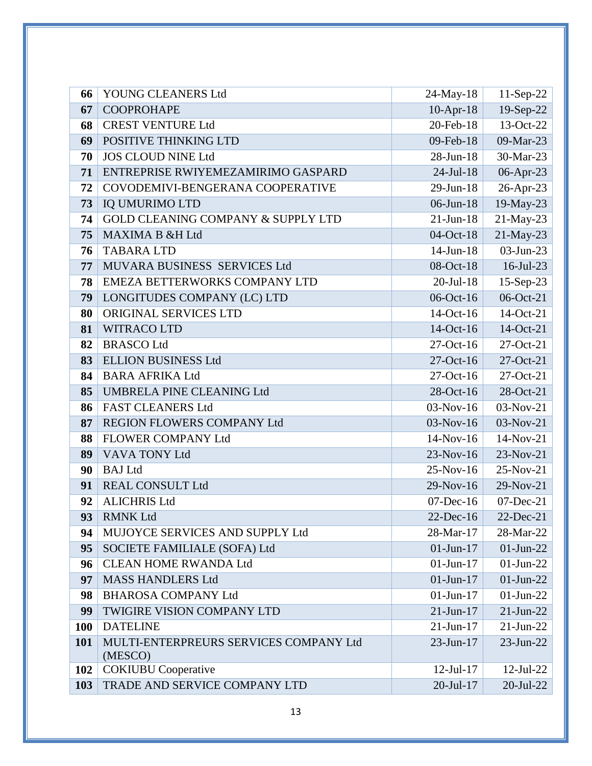| 66 | YOUNG CLEANERS Ltd | 24-May-18 | 11-Sep-22 |
|---|---|---|---|
| 67 | COOPROHAPE | 10-Apr-18 | 19-Sep-22 |
| 68 | CREST VENTURE Ltd | 20-Feb-18 | 13-Oct-22 |
| 69 | POSITIVE THINKING LTD | 09-Feb-18 | 09-Mar-23 |
| 70 | JOS CLOUD NINE Ltd | 28-Jun-18 | 30-Mar-23 |
| 71 | ENTREPRISE RWIYEMEZAMIRIMO GASPARD | 24-Jul-18 | 06-Apr-23 |
| 72 | COVODEMIVI-BENGERANA COOPERATIVE | 29-Jun-18 | 26-Apr-23 |
| 73 | IQ UMURIMO LTD | 06-Jun-18 | 19-May-23 |
| 74 | GOLD CLEANING COMPANY & SUPPLY LTD | 21-Jun-18 | 21-May-23 |
| 75 | MAXIMA B &H Ltd | 04-Oct-18 | 21-May-23 |
| 76 | TABARA LTD | 14-Jun-18 | 03-Jun-23 |
| 77 | MUVARA BUSINESS SERVICES Ltd | 08-Oct-18 | 16-Jul-23 |
| 78 | EMEZA BETTERWORKS COMPANY LTD | 20-Jul-18 | 15-Sep-23 |
| 79 | LONGITUDES COMPANY (LC) LTD | 06-Oct-16 | 06-Oct-21 |
| 80 | ORIGINAL SERVICES LTD | 14-Oct-16 | 14-Oct-21 |
| 81 | WITRACO LTD | 14-Oct-16 | 14-Oct-21 |
| 82 | BRASCO Ltd | 27-Oct-16 | 27-Oct-21 |
| 83 | ELLION BUSINESS Ltd | 27-Oct-16 | 27-Oct-21 |
| 84 | BARA AFRIKA Ltd | 27-Oct-16 | 27-Oct-21 |
| 85 | UMBRELA PINE CLEANING Ltd | 28-Oct-16 | 28-Oct-21 |
| 86 | FAST CLEANERS Ltd | 03-Nov-16 | 03-Nov-21 |
| 87 | REGION FLOWERS COMPANY Ltd | 03-Nov-16 | 03-Nov-21 |
| 88 | FLOWER COMPANY Ltd | 14-Nov-16 | 14-Nov-21 |
| 89 | VAVA TONY Ltd | 23-Nov-16 | 23-Nov-21 |
| 90 | BAJ Ltd | 25-Nov-16 | 25-Nov-21 |
| 91 | REAL CONSULT Ltd | 29-Nov-16 | 29-Nov-21 |
| 92 | ALICHRIS Ltd | 07-Dec-16 | 07-Dec-21 |
| 93 | RMNK Ltd | 22-Dec-16 | 22-Dec-21 |
| 94 | MUJOYCE SERVICES AND SUPPLY Ltd | 28-Mar-17 | 28-Mar-22 |
| 95 | SOCIETE FAMILIALE (SOFA) Ltd | 01-Jun-17 | 01-Jun-22 |
| 96 | CLEAN HOME RWANDA Ltd | 01-Jun-17 | 01-Jun-22 |
| 97 | MASS HANDLERS Ltd | 01-Jun-17 | 01-Jun-22 |
| 98 | BHAROSA COMPANY Ltd | 01-Jun-17 | 01-Jun-22 |
| 99 | TWIGIRE VISION COMPANY LTD | 21-Jun-17 | 21-Jun-22 |
| 100 | DATELINE | 21-Jun-17 | 21-Jun-22 |
| 101 | MULTI-ENTERPREURS SERVICES COMPANY Ltd (MESCO) | 23-Jun-17 | 23-Jun-22 |
| 102 | COKIUBU Cooperative | 12-Jul-17 | 12-Jul-22 |
| 103 | TRADE AND SERVICE COMPANY LTD | 20-Jul-17 | 20-Jul-22 |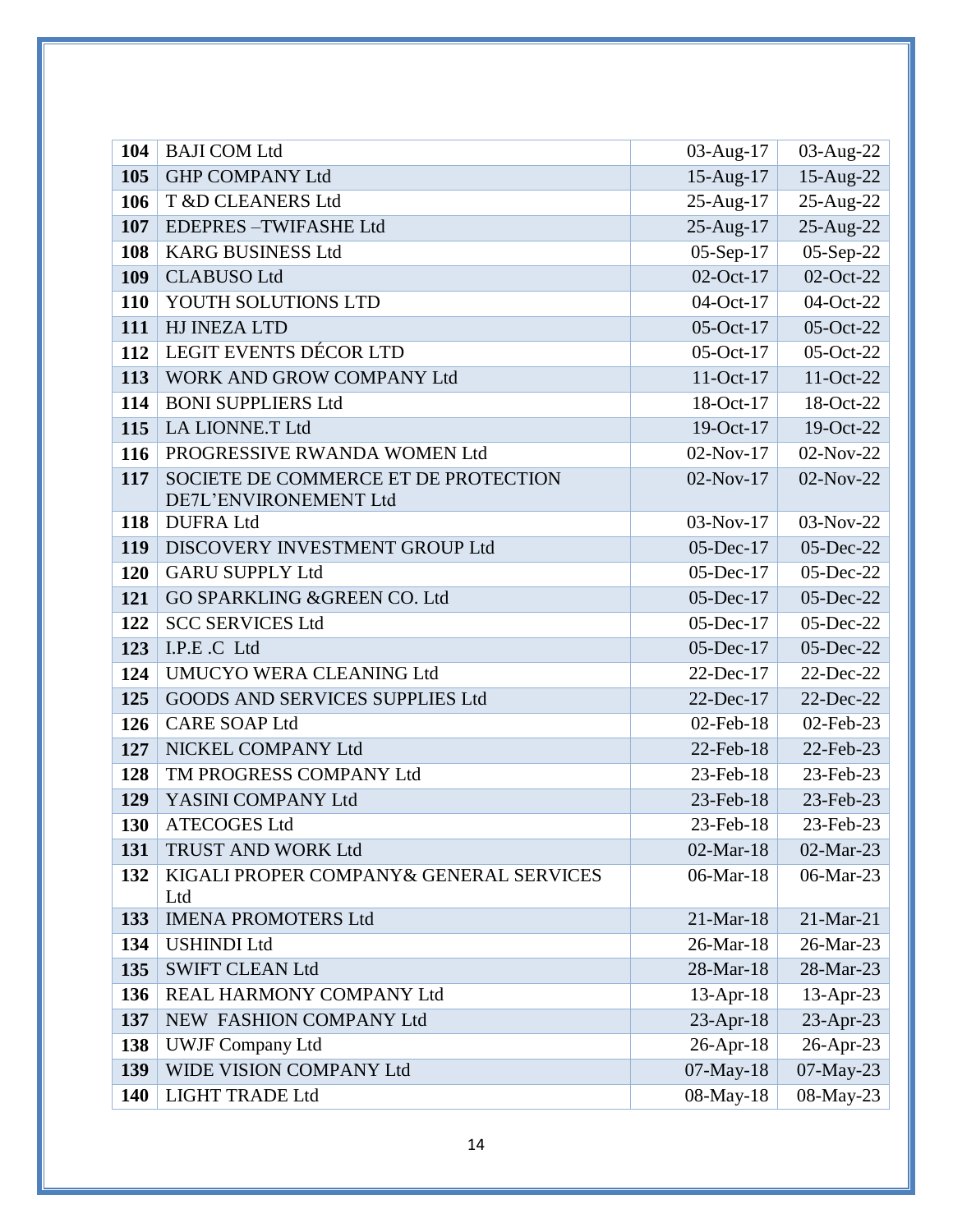| 104 | BAJI COM Ltd | 03-Aug-17 | 03-Aug-22 |
|---|---|---|---|
| 105 | GHP COMPANY Ltd | 15-Aug-17 | 15-Aug-22 |
| 106 | T &D CLEANERS Ltd | 25-Aug-17 | 25-Aug-22 |
| 107 | EDEPRES –TWIFASHE Ltd | 25-Aug-17 | 25-Aug-22 |
| 108 | KARG BUSINESS Ltd | 05-Sep-17 | 05-Sep-22 |
| 109 | CLABUSO Ltd | 02-Oct-17 | 02-Oct-22 |
| 110 | YOUTH SOLUTIONS LTD | 04-Oct-17 | 04-Oct-22 |
| 111 | HJ INEZA LTD | 05-Oct-17 | 05-Oct-22 |
| 112 | LEGIT EVENTS DÉCOR LTD | 05-Oct-17 | 05-Oct-22 |
| 113 | WORK AND GROW COMPANY Ltd | 11-Oct-17 | 11-Oct-22 |
| 114 | BONI SUPPLIERS Ltd | 18-Oct-17 | 18-Oct-22 |
| 115 | LA LIONNE.T Ltd | 19-Oct-17 | 19-Oct-22 |
| 116 | PROGRESSIVE RWANDA WOMEN Ltd | 02-Nov-17 | 02-Nov-22 |
| 117 | SOCIETE DE COMMERCE ET DE PROTECTION DE7L'ENVIRONEMENT Ltd | 02-Nov-17 | 02-Nov-22 |
| 118 | DUFRA Ltd | 03-Nov-17 | 03-Nov-22 |
| 119 | DISCOVERY INVESTMENT GROUP Ltd | 05-Dec-17 | 05-Dec-22 |
| 120 | GARU SUPPLY Ltd | 05-Dec-17 | 05-Dec-22 |
| 121 | GO SPARKLING &GREEN CO. Ltd | 05-Dec-17 | 05-Dec-22 |
| 122 | SCC SERVICES Ltd | 05-Dec-17 | 05-Dec-22 |
| 123 | I.P.E .C Ltd | 05-Dec-17 | 05-Dec-22 |
| 124 | UMUCYO WERA CLEANING Ltd | 22-Dec-17 | 22-Dec-22 |
| 125 | GOODS AND SERVICES SUPPLIES Ltd | 22-Dec-17 | 22-Dec-22 |
| 126 | CARE SOAP Ltd | 02-Feb-18 | 02-Feb-23 |
| 127 | NICKEL COMPANY Ltd | 22-Feb-18 | 22-Feb-23 |
| 128 | TM PROGRESS COMPANY Ltd | 23-Feb-18 | 23-Feb-23 |
| 129 | YASINI COMPANY Ltd | 23-Feb-18 | 23-Feb-23 |
| 130 | ATECOGES Ltd | 23-Feb-18 | 23-Feb-23 |
| 131 | TRUST AND WORK Ltd | 02-Mar-18 | 02-Mar-23 |
| 132 | KIGALI PROPER COMPANY& GENERAL SERVICES Ltd | 06-Mar-18 | 06-Mar-23 |
| 133 | IMENA PROMOTERS Ltd | 21-Mar-18 | 21-Mar-21 |
| 134 | USHINDI Ltd | 26-Mar-18 | 26-Mar-23 |
| 135 | SWIFT CLEAN Ltd | 28-Mar-18 | 28-Mar-23 |
| 136 | REAL HARMONY COMPANY Ltd | 13-Apr-18 | 13-Apr-23 |
| 137 | NEW FASHION COMPANY Ltd | 23-Apr-18 | 23-Apr-23 |
| 138 | UWJF Company Ltd | 26-Apr-18 | 26-Apr-23 |
| 139 | WIDE VISION COMPANY Ltd | 07-May-18 | 07-May-23 |
| 140 | LIGHT TRADE Ltd | 08-May-18 | 08-May-23 |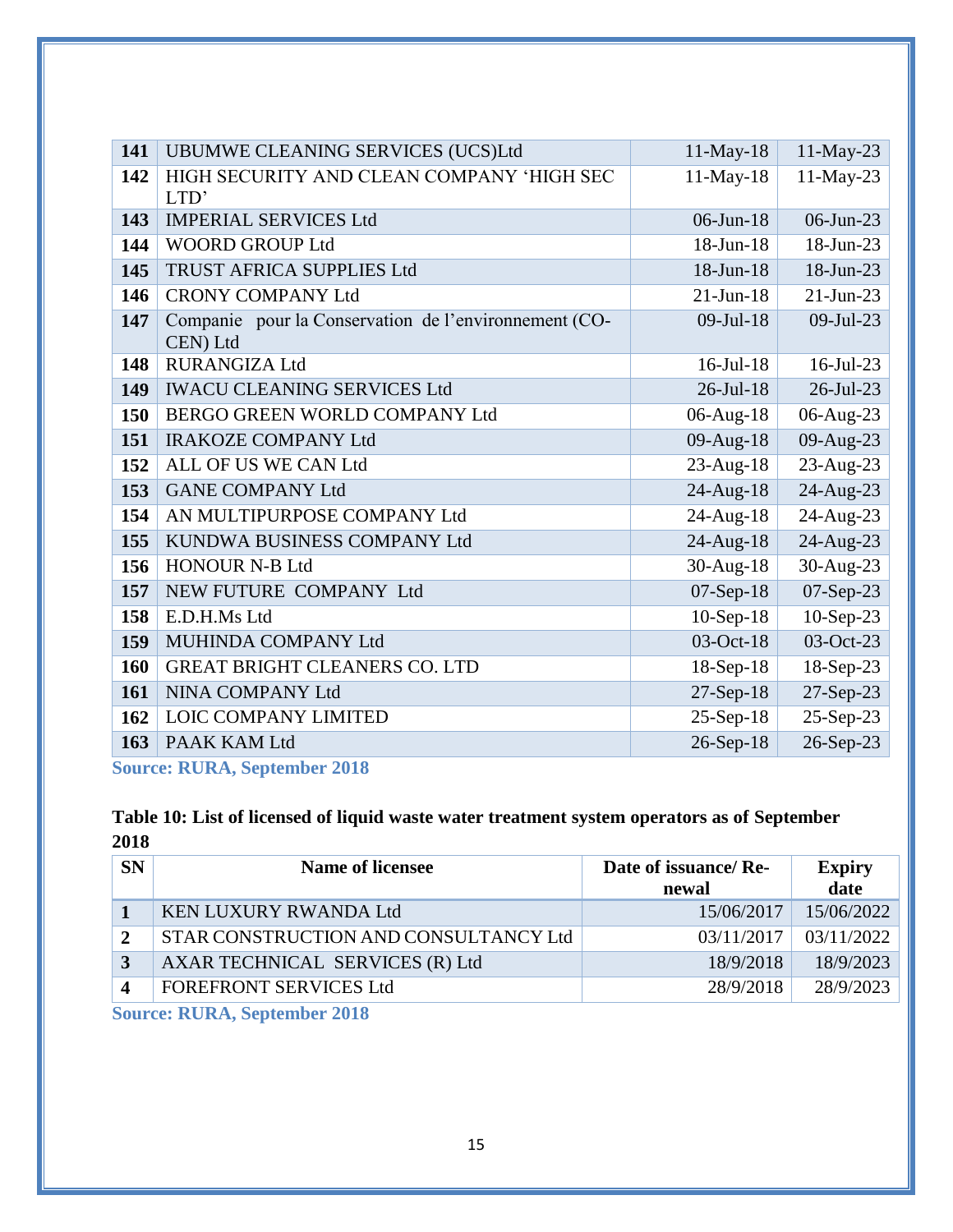| 141 | UBUMWE CLEANING SERVICES (UCS)Ltd | 11-May-18 | 11-May-23 |
|---|---|---|---|
| 142 | HIGH SECURITY AND CLEAN COMPANY 'HIGH SEC LTD' | 11-May-18 | 11-May-23 |
| 143 | IMPERIAL SERVICES Ltd | 06-Jun-18 | 06-Jun-23 |
| 144 | WOORD GROUP Ltd | 18-Jun-18 | 18-Jun-23 |
| 145 | TRUST AFRICA SUPPLIES Ltd | 18-Jun-18 | 18-Jun-23 |
| 146 | CRONY COMPANY Ltd | 21-Jun-18 | 21-Jun-23 |
| 147 | Companie pour la Conservation de l'environnement (CO-CEN) Ltd | 09-Jul-18 | 09-Jul-23 |
| 148 | RURANGIZA Ltd | 16-Jul-18 | 16-Jul-23 |
| 149 | IWACU CLEANING SERVICES Ltd | 26-Jul-18 | 26-Jul-23 |
| 150 | BERGO GREEN WORLD COMPANY Ltd | 06-Aug-18 | 06-Aug-23 |
| 151 | IRAKOZE COMPANY Ltd | 09-Aug-18 | 09-Aug-23 |
| 152 | ALL OF US WE CAN Ltd | 23-Aug-18 | 23-Aug-23 |
| 153 | GANE COMPANY Ltd | 24-Aug-18 | 24-Aug-23 |
| 154 | AN MULTIPURPOSE COMPANY Ltd | 24-Aug-18 | 24-Aug-23 |
| 155 | KUNDWA BUSINESS COMPANY Ltd | 24-Aug-18 | 24-Aug-23 |
| 156 | HONOUR N-B Ltd | 30-Aug-18 | 30-Aug-23 |
| 157 | NEW FUTURE COMPANY Ltd | 07-Sep-18 | 07-Sep-23 |
| 158 | E.D.H.Ms Ltd | 10-Sep-18 | 10-Sep-23 |
| 159 | MUHINDA COMPANY Ltd | 03-Oct-18 | 03-Oct-23 |
| 160 | GREAT BRIGHT CLEANERS CO. LTD | 18-Sep-18 | 18-Sep-23 |
| 161 | NINA COMPANY Ltd | 27-Sep-18 | 27-Sep-23 |
| 162 | LOIC COMPANY LIMITED | 25-Sep-18 | 25-Sep-23 |
| 163 | PAAK KAM Ltd | 26-Sep-18 | 26-Sep-23 |

**Source: RURA, September 2018**

**Table 10: List of licensed of liquid waste water treatment system operators as of September 2018**

| SN | Name of licensee | Date of issuance/ Renewal | Expiry date |
|---|---|---|---|
| 1 | KEN LUXURY RWANDA Ltd | 15/06/2017 | 15/06/2022 |
| 2 | STAR CONSTRUCTION AND CONSULTANCY Ltd | 03/11/2017 | 03/11/2022 |
| 3 | AXAR TECHNICAL SERVICES (R) Ltd | 18/9/2018 | 18/9/2023 |
| 4 | FOREFRONT SERVICES Ltd | 28/9/2018 | 28/9/2023 |

**Source: RURA, September 2018**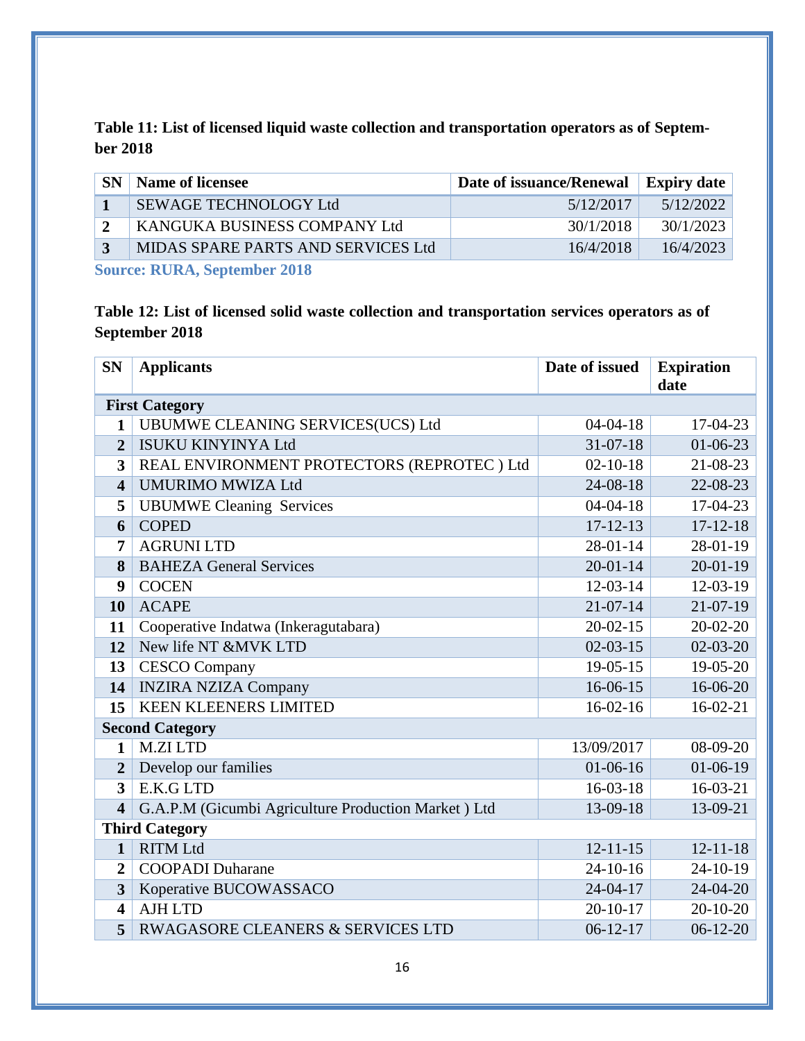**Table 11: List of licensed liquid waste collection and transportation operators as of September 2018**

| SN | Name of licensee | Date of issuance/Renewal | Expiry date |
|---|---|---|---|
| 1 | SEWAGE TECHNOLOGY Ltd | 5/12/2017 | 5/12/2022 |
| 2 | KANGUKA BUSINESS COMPANY Ltd | 30/1/2018 | 30/1/2023 |
| 3 | MIDAS SPARE PARTS AND SERVICES Ltd | 16/4/2018 | 16/4/2023 |

Source: RURA, September 2018

**Table 12: List of licensed solid waste collection and transportation services operators as of September 2018**

| SN | Applicants | Date of issued | Expiration date |
|---|---|---|---|
| **First Category** | | | |
| 1 | UBUMWE CLEANING SERVICES(UCS) Ltd | 04-04-18 | 17-04-23 |
| 2 | ISUKU KINYINYA Ltd | 31-07-18 | 01-06-23 |
| 3 | REAL ENVIRONMENT PROTECTORS (REPROTEC ) Ltd | 02-10-18 | 21-08-23 |
| 4 | UMURIMO MWIZA Ltd | 24-08-18 | 22-08-23 |
| 5 | UBUMWE Cleaning Services | 04-04-18 | 17-04-23 |
| 6 | COPED | 17-12-13 | 17-12-18 |
| 7 | AGRUNI LTD | 28-01-14 | 28-01-19 |
| 8 | BAHEZA General Services | 20-01-14 | 20-01-19 |
| 9 | COCEN | 12-03-14 | 12-03-19 |
| 10 | ACAPE | 21-07-14 | 21-07-19 |
| 11 | Cooperative Indatwa (Inkeragutabara) | 20-02-15 | 20-02-20 |
| 12 | New life NT &MVK LTD | 02-03-15 | 02-03-20 |
| 13 | CESCO Company | 19-05-15 | 19-05-20 |
| 14 | INZIRA NZIZA Company | 16-06-15 | 16-06-20 |
| 15 | KEEN KLEENERS LIMITED | 16-02-16 | 16-02-21 |
| **Second Category** | | | |
| 1 | M.ZI LTD | 13/09/2017 | 08-09-20 |
| 2 | Develop our families | 01-06-16 | 01-06-19 |
| 3 | E.K.G LTD | 16-03-18 | 16-03-21 |
| 4 | G.A.P.M (Gicumbi Agriculture Production Market ) Ltd | 13-09-18 | 13-09-21 |
| **Third Category** | | | |
| 1 | RITM Ltd | 12-11-15 | 12-11-18 |
| 2 | COOPADI Duharane | 24-10-16 | 24-10-19 |
| 3 | Koperative BUCOWASSACO | 24-04-17 | 24-04-20 |
| 4 | AJH LTD | 20-10-17 | 20-10-20 |
| 5 | RWAGASORE CLEANERS & SERVICES LTD | 06-12-17 | 06-12-20 |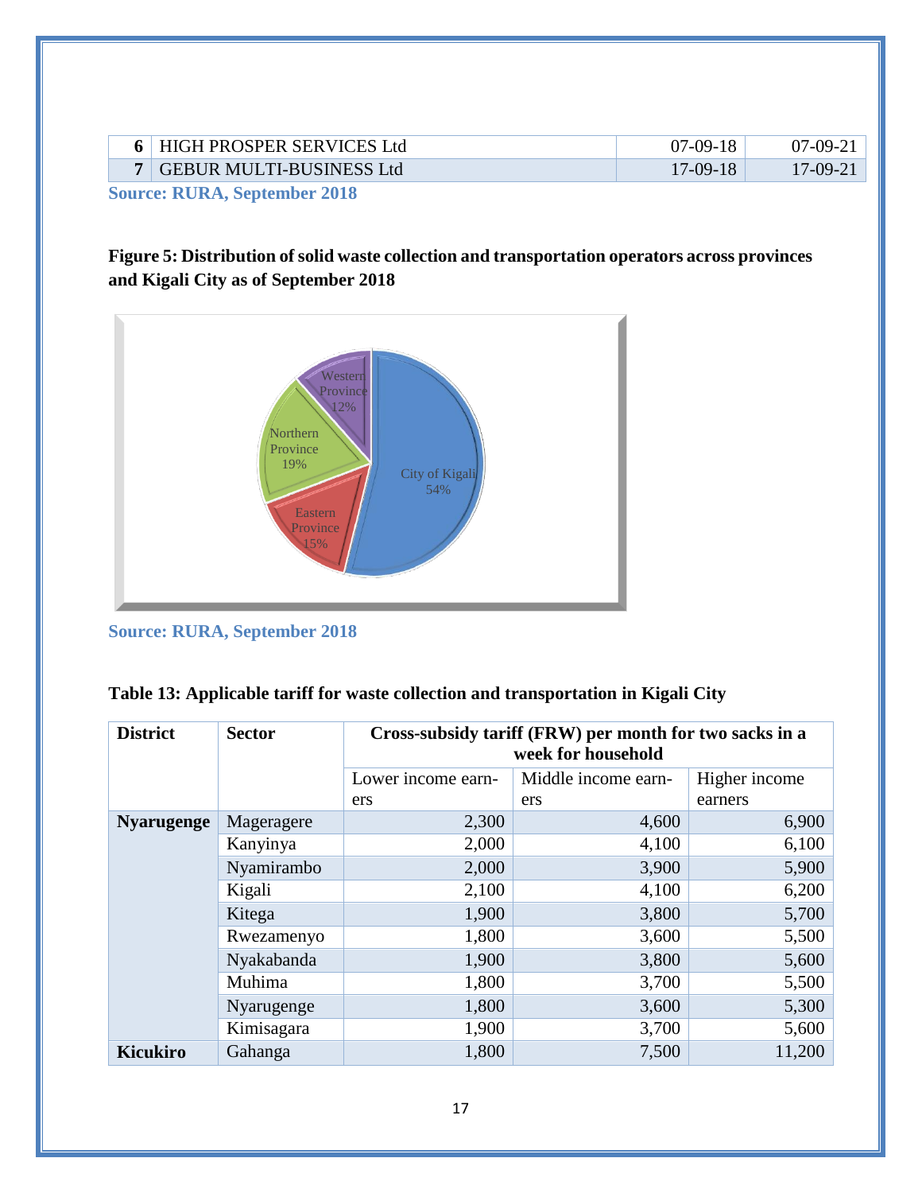| 6 | HIGH PROSPER SERVICES Ltd | 07-09-18 | 07-09-21 |
|---|---|---|---|
| 7 | GEBUR MULTI-BUSINESS Ltd | 17-09-18 | 17-09-21 |

**Source: RURA, September 2018**

**Figure 5: Distribution of solid waste collection and transportation operators across provinces and Kigali City as of September 2018**

| Region | Share |
|---|---|
| City of Kigali | 54% |
| Eastern Province | 15% |
| Northern Province | 19% |
| Western Province | 12% |

**Source: RURA, September 2018**

**Table 13: Applicable tariff for waste collection and transportation in Kigali City**

| District | Sector | Cross-subsidy tariff (FRW) per month for two sacks in a week for household | | |
|---|---|---|---|---|
| | | Lower income earners | Middle income earners | Higher income earners |
| **Nyarugenge** | Mageragere | 2,300 | 4,600 | 6,900 |
| | Kanyinya | 2,000 | 4,100 | 6,100 |
| | Nyamirambo | 2,000 | 3,900 | 5,900 |
| | Kigali | 2,100 | 4,100 | 6,200 |
| | Kitega | 1,900 | 3,800 | 5,700 |
| | Rwezamenyo | 1,800 | 3,600 | 5,500 |
| | Nyakabanda | 1,900 | 3,800 | 5,600 |
| | Muhima | 1,800 | 3,700 | 5,500 |
| | Nyarugenge | 1,800 | 3,600 | 5,300 |
| | Kimisagara | 1,900 | 3,700 | 5,600 |
| **Kicukiro** | Gahanga | 1,800 | 7,500 | 11,200 |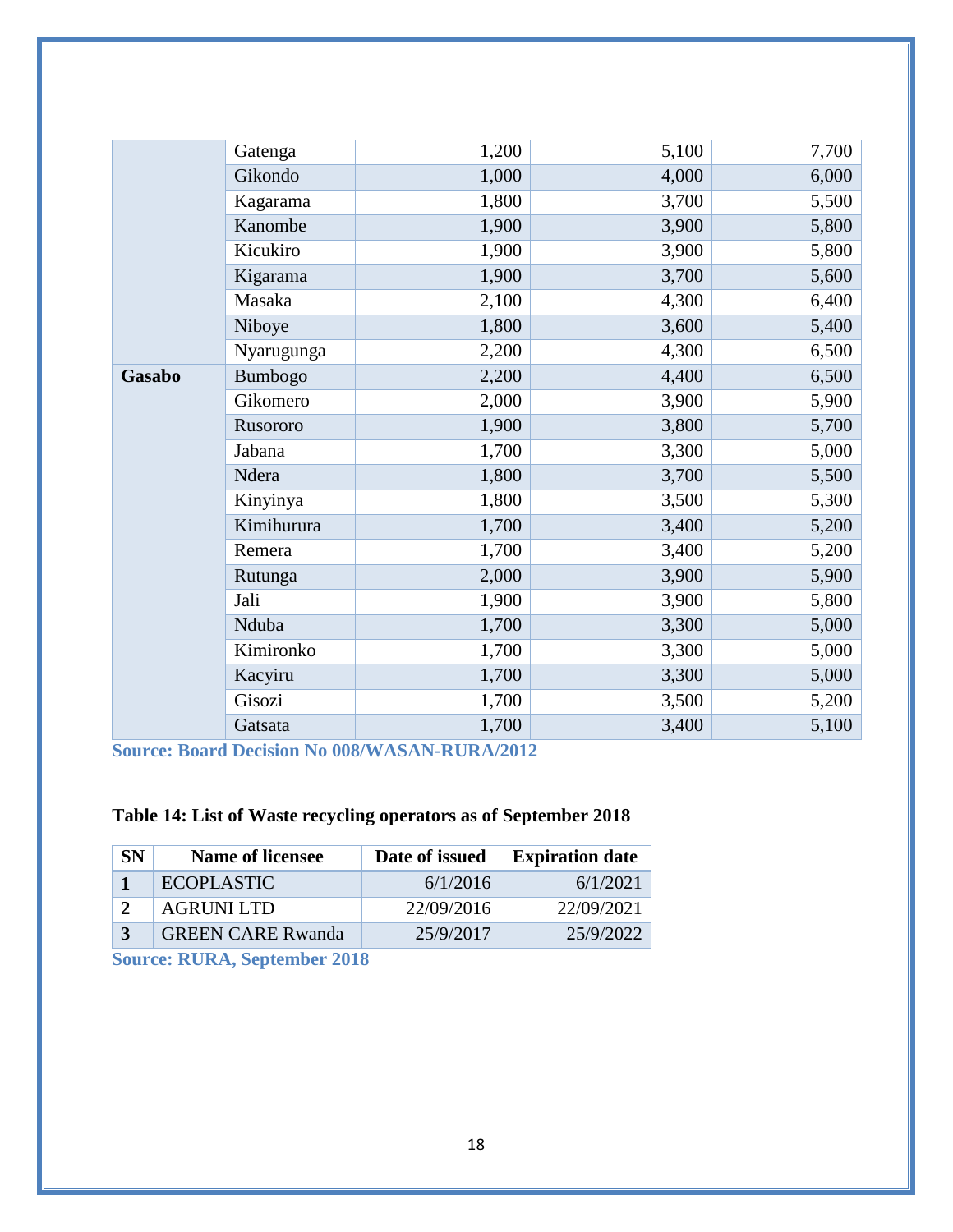| | | | | |
|---|---|---|---|---|
| | Gatenga | 1,200 | 5,100 | 7,700 |
| | Gikondo | 1,000 | 4,000 | 6,000 |
| | Kagarama | 1,800 | 3,700 | 5,500 |
| | Kanombe | 1,900 | 3,900 | 5,800 |
| | Kicukiro | 1,900 | 3,900 | 5,800 |
| | Kigarama | 1,900 | 3,700 | 5,600 |
| | Masaka | 2,100 | 4,300 | 6,400 |
| | Niboye | 1,800 | 3,600 | 5,400 |
| | Nyarugunga | 2,200 | 4,300 | 6,500 |
| **Gasabo** | Bumbogo | 2,200 | 4,400 | 6,500 |
| | Gikomero | 2,000 | 3,900 | 5,900 |
| | Rusororo | 1,900 | 3,800 | 5,700 |
| | Jabana | 1,700 | 3,300 | 5,000 |
| | Ndera | 1,800 | 3,700 | 5,500 |
| | Kinyinya | 1,800 | 3,500 | 5,300 |
| | Kimihurura | 1,700 | 3,400 | 5,200 |
| | Remera | 1,700 | 3,400 | 5,200 |
| | Rutunga | 2,000 | 3,900 | 5,900 |
| | Jali | 1,900 | 3,900 | 5,800 |
| | Nduba | 1,700 | 3,300 | 5,000 |
| | Kimironko | 1,700 | 3,300 | 5,000 |
| | Kacyiru | 1,700 | 3,300 | 5,000 |
| | Gisozi | 1,700 | 3,500 | 5,200 |
| | Gatsata | 1,700 | 3,400 | 5,100 |

**Source: Board Decision No 008/WASAN-RURA/2012**

**Table 14: List of Waste recycling operators as of September 2018**

| SN | Name of licensee | Date of issued | Expiration date |
|---|---|---|---|
| **1** | ECOPLASTIC | 6/1/2016 | 6/1/2021 |
| **2** | AGRUNI LTD | 22/09/2016 | 22/09/2021 |
| **3** | GREEN CARE Rwanda | 25/9/2017 | 25/9/2022 |

**Source: RURA, September 2018**